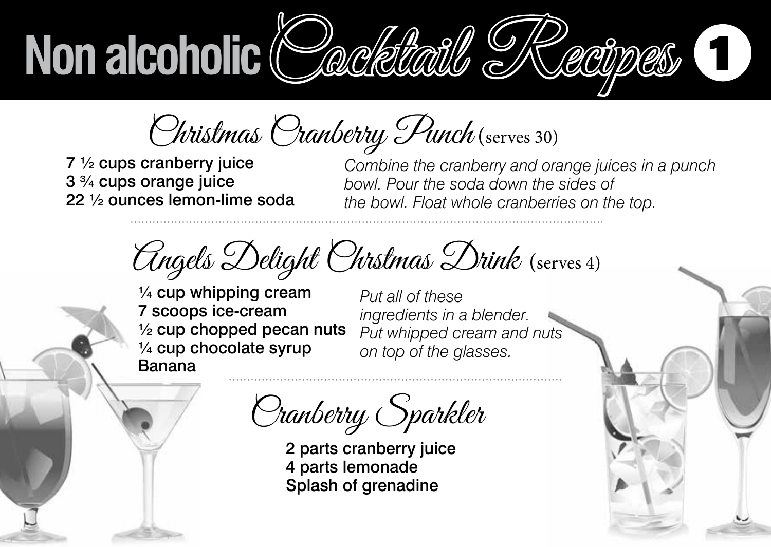# Non alcoholic Cocktail Recipes 1

## Christmas Cranberry Punch (serves 30)

7 ½ cups cranberry juice
3 ¾ cups orange juice
22 ½ ounces lemon-lime soda

*Combine the cranberry and orange juices in a punch bowl. Pour the soda down the sides of the bowl. Float whole cranberries on the top.*

## Angels Delight Chrstmas Drink (serves 4)

¼ cup whipping cream
7 scoops ice-cream
½ cup chopped pecan nuts
¼ cup chocolate syrup
Banana

*Put all of these ingredients in a blender. Put whipped cream and nuts on top of the glasses.*

## Cranberry Sparkler

2 parts cranberry juice
4 parts lemonade
Splash of grenadine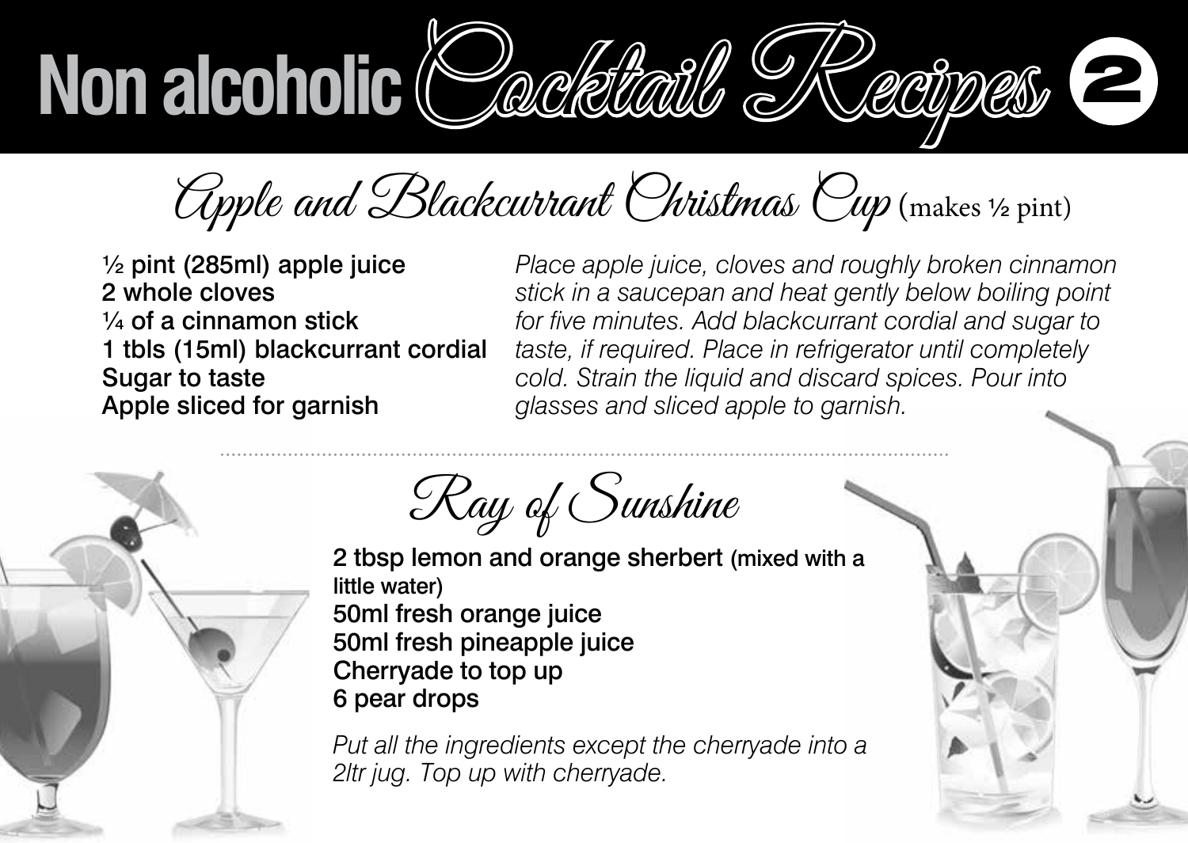# Non alcoholic Cocktail Recipes 2

## Apple and Blackcurrant Christmas Cup (makes ½ pint)

**½ pint (285ml) apple juice**
**2 whole cloves**
**¼ of a cinnamon stick**
**1 tbls (15ml) blackcurrant cordial**
**Sugar to taste**
**Apple sliced for garnish**

*Place apple juice, cloves and roughly broken cinnamon stick in a saucepan and heat gently below boiling point for five minutes. Add blackcurrant cordial and sugar to taste, if required. Place in refrigerator until completely cold. Strain the liquid and discard spices. Pour into glasses and sliced apple to garnish.*

## Ray of Sunshine

**2 tbsp lemon and orange sherbert (mixed with a little water)**
**50ml fresh orange juice**
**50ml fresh pineapple juice**
**Cherryade to top up**
**6 pear drops**

*Put all the ingredients except the cherryade into a 2ltr jug. Top up with cherryade.*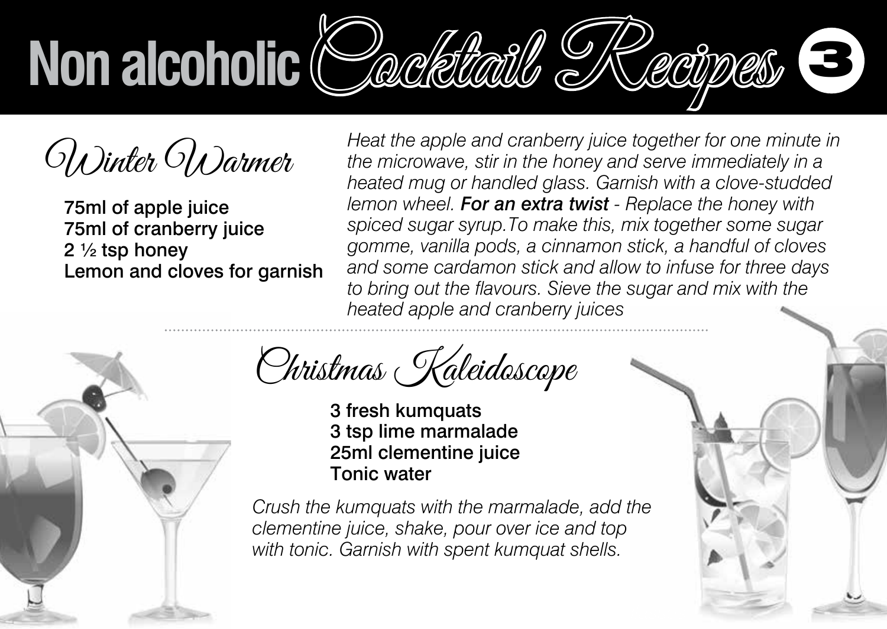# Non alcoholic Cocktail Recipes 3

## Winter Warmer

75ml of apple juice
75ml of cranberry juice
2 ½ tsp honey
Lemon and cloves for garnish

*Heat the apple and cranberry juice together for one minute in the microwave, stir in the honey and serve immediately in a heated mug or handled glass. Garnish with a clove-studded lemon wheel.* ***For an extra twist*** *- Replace the honey with spiced sugar syrup.To make this, mix together some sugar gomme, vanilla pods, a cinnamon stick, a handful of cloves and some cardamon stick and allow to infuse for three days to bring out the flavours. Sieve the sugar and mix with the heated apple and cranberry juices*

## Christmas Kaleidoscope

3 fresh kumquats
3 tsp lime marmalade
25ml clementine juice
Tonic water

*Crush the kumquats with the marmalade, add the clementine juice, shake, pour over ice and top with tonic. Garnish with spent kumquat shells.*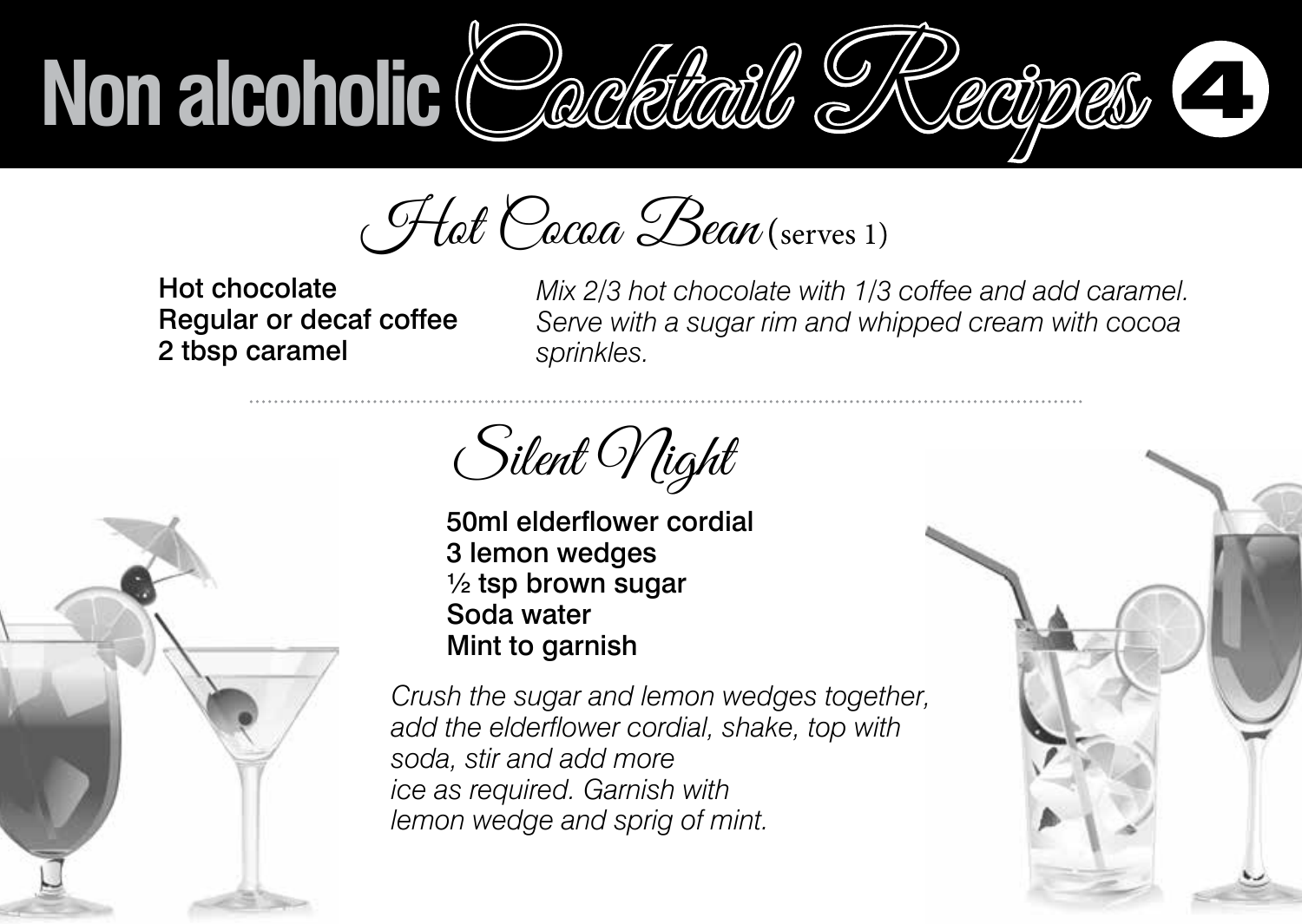# Non alcoholic Cocktail Recipes 4

## Hot Cocoa Bean (serves 1)

**Hot chocolate**
**Regular or decaf coffee**
**2 tbsp caramel**

*Mix 2/3 hot chocolate with 1/3 coffee and add caramel. Serve with a sugar rim and whipped cream with cocoa sprinkles.*

---

## Silent Night

**50ml elderflower cordial**
**3 lemon wedges**
**½ tsp brown sugar**
**Soda water**
**Mint to garnish**

*Crush the sugar and lemon wedges together, add the elderflower cordial, shake, top with soda, stir and add more ice as required. Garnish with lemon wedge and sprig of mint.*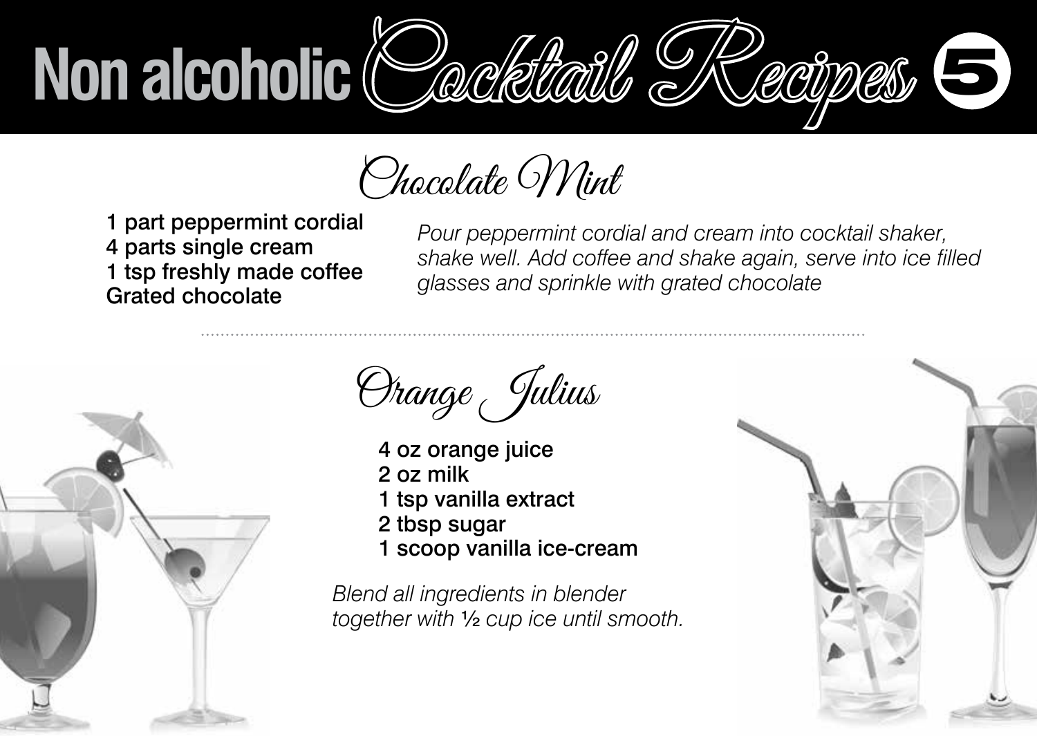# Non alcoholic Cocktail Recipes 5

## Chocolate Mint

**1 part peppermint cordial**
**4 parts single cream**
**1 tsp freshly made coffee**
**Grated chocolate**

*Pour peppermint cordial and cream into cocktail shaker, shake well. Add coffee and shake again, serve into ice filled glasses and sprinkle with grated chocolate*

## Orange Julius

**4 oz orange juice**
**2 oz milk**
**1 tsp vanilla extract**
**2 tbsp sugar**
**1 scoop vanilla ice-cream**

*Blend all ingredients in blender together with ½ cup ice until smooth.*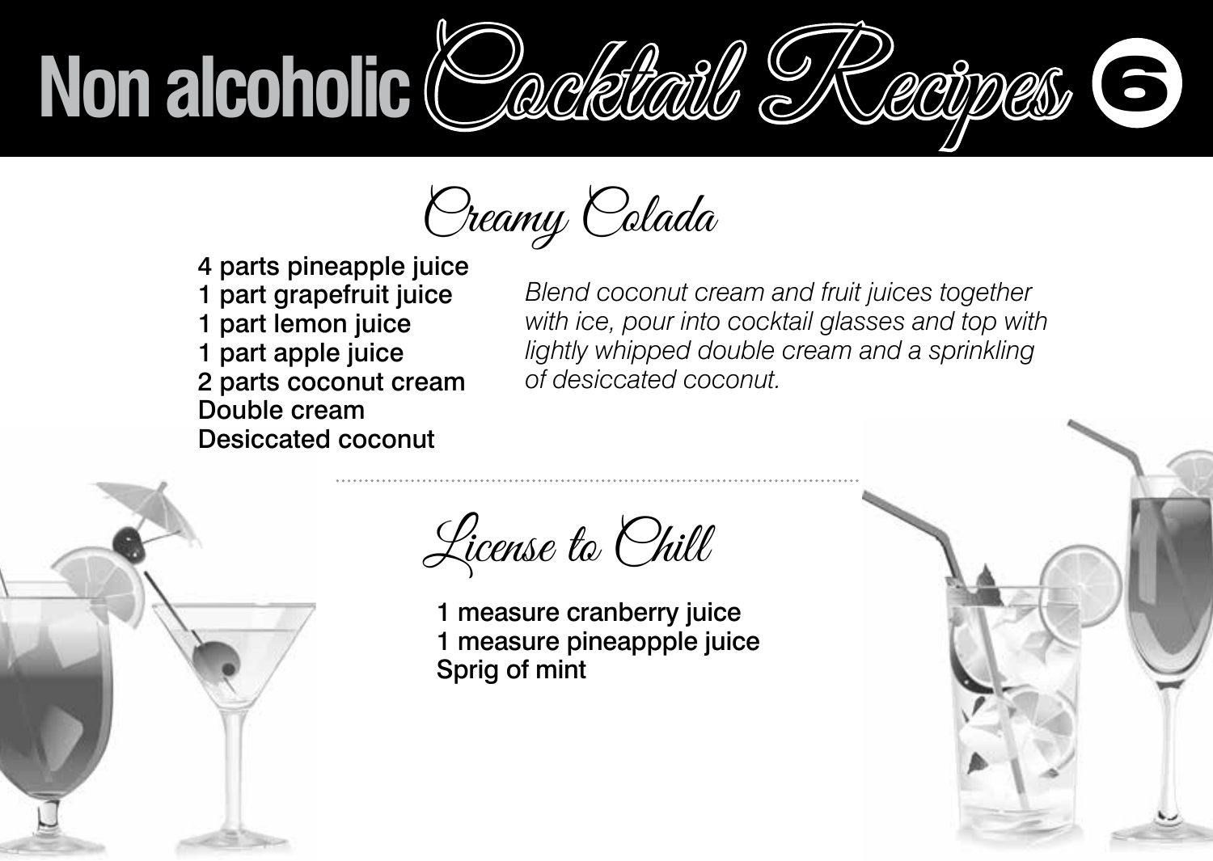# Non alcoholic Cocktail Recipes 6

## Creamy Colada

4 parts pineapple juice
1 part grapefruit juice
1 part lemon juice
1 part apple juice
2 parts coconut cream
Double cream
Desiccated coconut

*Blend coconut cream and fruit juices together with ice, pour into cocktail glasses and top with lightly whipped double cream and a sprinkling of desiccated coconut.*

## License to Chill

1 measure cranberry juice
1 measure pineappple juice
Sprig of mint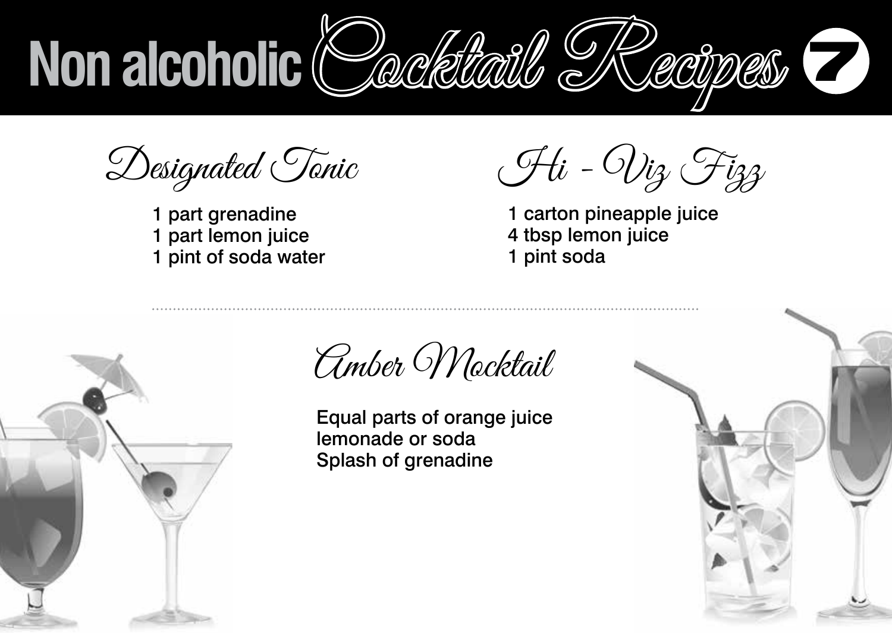# Non alcoholic Cocktail Recipes 7

## Designated Tonic

1 part grenadine
1 part lemon juice
1 pint of soda water

## Hi - Viz Fizz

1 carton pineapple juice
4 tbsp lemon juice
1 pint soda

## Amber Mocktail

Equal parts of orange juice
lemonade or soda
Splash of grenadine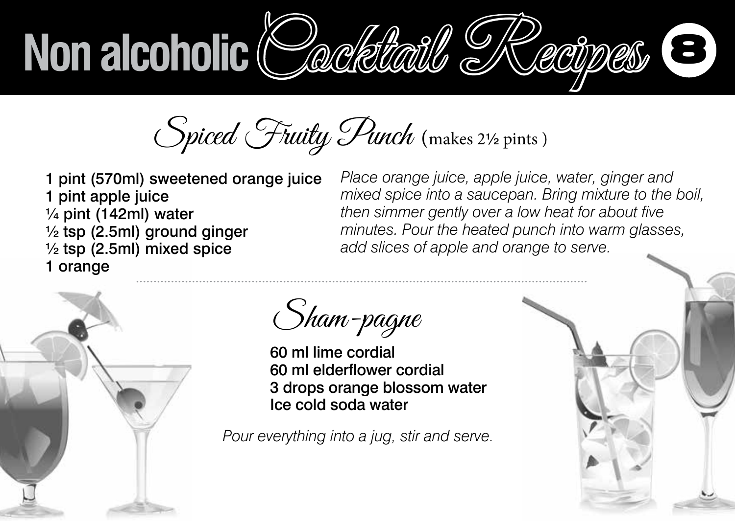# Non alcoholic Cocktail Recipes 8

## Spiced Fruity Punch (makes 2½ pints )

1 pint (570ml) sweetened orange juice
1 pint apple juice
¼ pint (142ml) water
½ tsp (2.5ml) ground ginger
½ tsp (2.5ml) mixed spice
1 orange

*Place orange juice, apple juice, water, ginger and mixed spice into a saucepan. Bring mixture to the boil, then simmer gently over a low heat for about five minutes. Pour the heated punch into warm glasses, add slices of apple and orange to serve.*

## Sham-pagne

60 ml lime cordial
60 ml elderflower cordial
3 drops orange blossom water
Ice cold soda water

*Pour everything into a jug, stir and serve.*